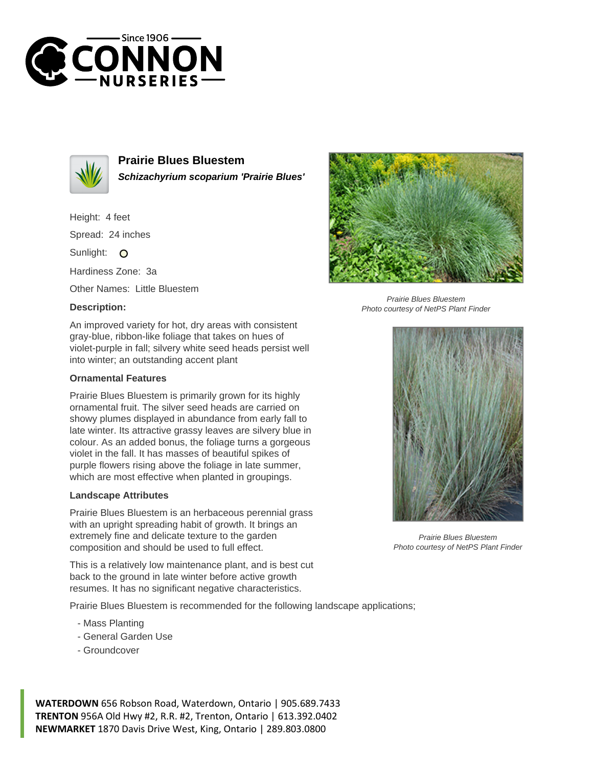Since 1906
CONNON
NURSERIES

## Prairie Blues Bluestem

***Schizachyrium scoparium 'Prairie Blues'***

Height: 4 feet

Spread: 24 inches

Sunlight: O

Hardiness Zone: 3a

Other Names: Little Bluestem

### Description:

An improved variety for hot, dry areas with consistent gray-blue, ribbon-like foliage that takes on hues of violet-purple in fall; silvery white seed heads persist well into winter; an outstanding accent plant

### Ornamental Features

Prairie Blues Bluestem is primarily grown for its highly ornamental fruit. The silver seed heads are carried on showy plumes displayed in abundance from early fall to late winter. Its attractive grassy leaves are silvery blue in colour. As an added bonus, the foliage turns a gorgeous violet in the fall. It has masses of beautiful spikes of purple flowers rising above the foliage in late summer, which are most effective when planted in groupings.

### Landscape Attributes

Prairie Blues Bluestem is an herbaceous perennial grass with an upright spreading habit of growth. It brings an extremely fine and delicate texture to the garden composition and should be used to full effect.

This is a relatively low maintenance plant, and is best cut back to the ground in late winter before active growth resumes. It has no significant negative characteristics.

Prairie Blues Bluestem is recommended for the following landscape applications;

- Mass Planting
- General Garden Use
- Groundcover

*Prairie Blues Bluestem*
*Photo courtesy of NetPS Plant Finder*

*Prairie Blues Bluestem*
*Photo courtesy of NetPS Plant Finder*

**WATERDOWN** 656 Robson Road, Waterdown, Ontario | 905.689.7433
**TRENTON** 956A Old Hwy #2, R.R. #2, Trenton, Ontario | 613.392.0402
**NEWMARKET** 1870 Davis Drive West, King, Ontario | 289.803.0800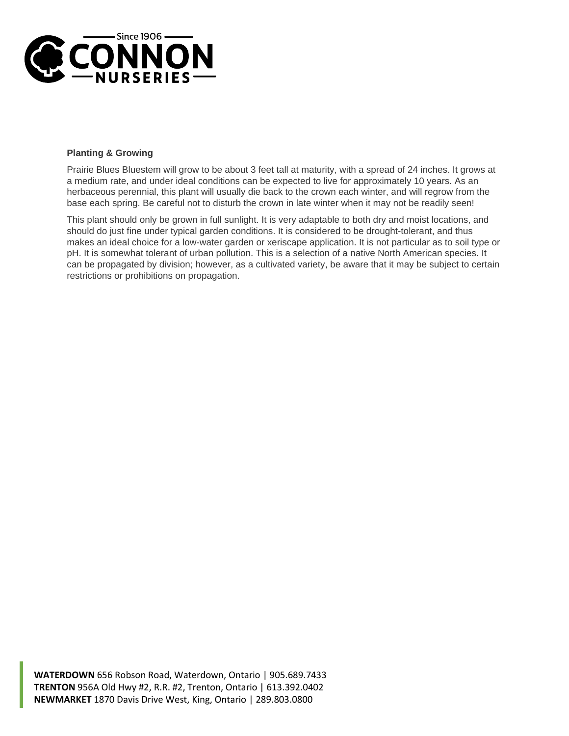### Planting & Growing

Prairie Blues Bluestem will grow to be about 3 feet tall at maturity, with a spread of 24 inches. It grows at a medium rate, and under ideal conditions can be expected to live for approximately 10 years. As an herbaceous perennial, this plant will usually die back to the crown each winter, and will regrow from the base each spring. Be careful not to disturb the crown in late winter when it may not be readily seen!

This plant should only be grown in full sunlight. It is very adaptable to both dry and moist locations, and should do just fine under typical garden conditions. It is considered to be drought-tolerant, and thus makes an ideal choice for a low-water garden or xeriscape application. It is not particular as to soil type or pH. It is somewhat tolerant of urban pollution. This is a selection of a native North American species. It can be propagated by division; however, as a cultivated variety, be aware that it may be subject to certain restrictions or prohibitions on propagation.